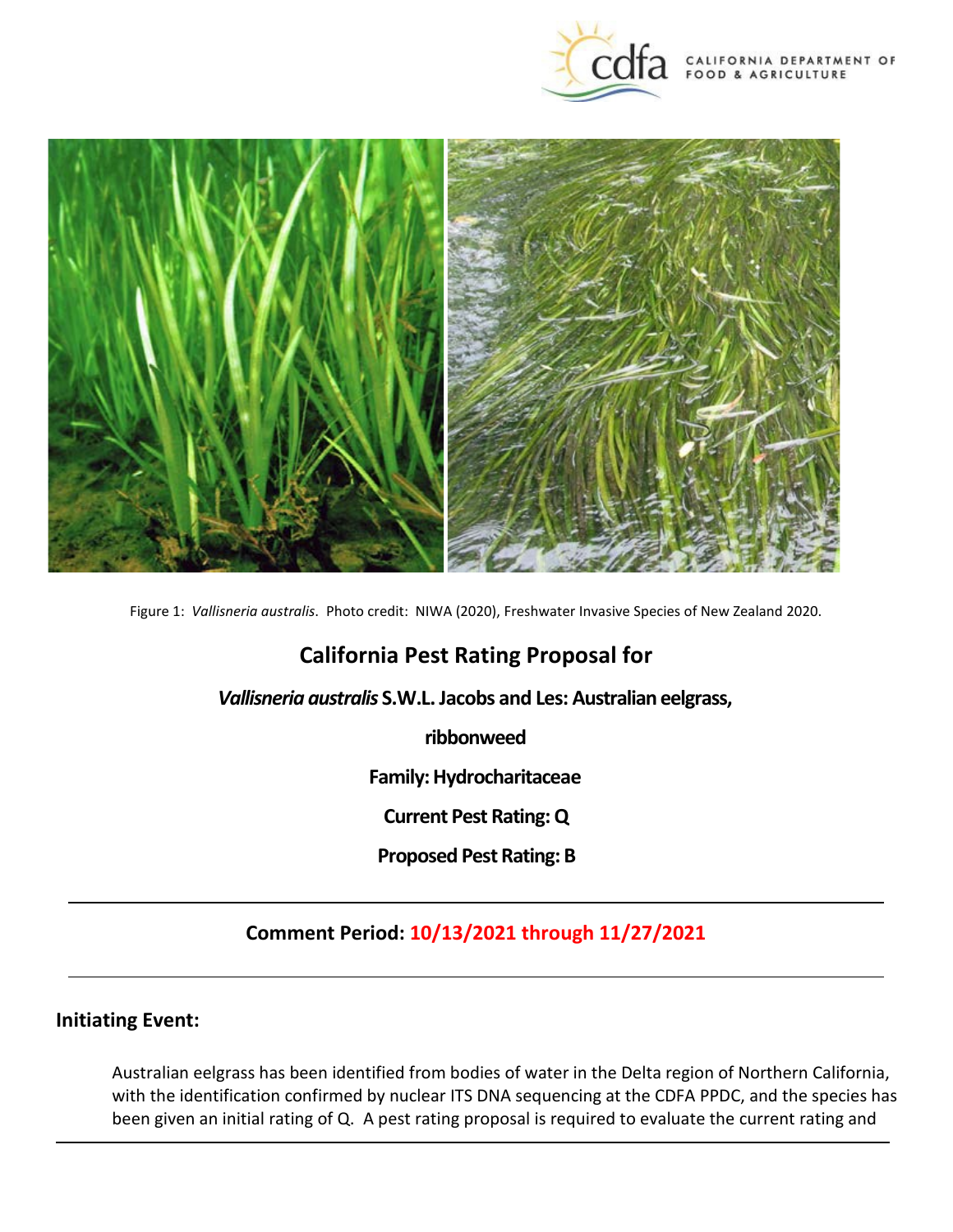Figure 1: *Vallisneria australis*. Photo credit: NIWA (2020), Freshwater Invasive Species of New Zealand 2020.

# California Pest Rating Proposal for

## *Vallisneria australis* S.W.L. Jacobs and Les: Australian eelgrass, ribbonweed

**Family: Hydrocharitaceae**

**Current Pest Rating: Q**

**Proposed Pest Rating: B**

---

**Comment Period: 10/13/2021 through 11/27/2021**

---

## Initiating Event:

Australian eelgrass has been identified from bodies of water in the Delta region of Northern California, with the identification confirmed by nuclear ITS DNA sequencing at the CDFA PPDC, and the species has been given an initial rating of Q. A pest rating proposal is required to evaluate the current rating and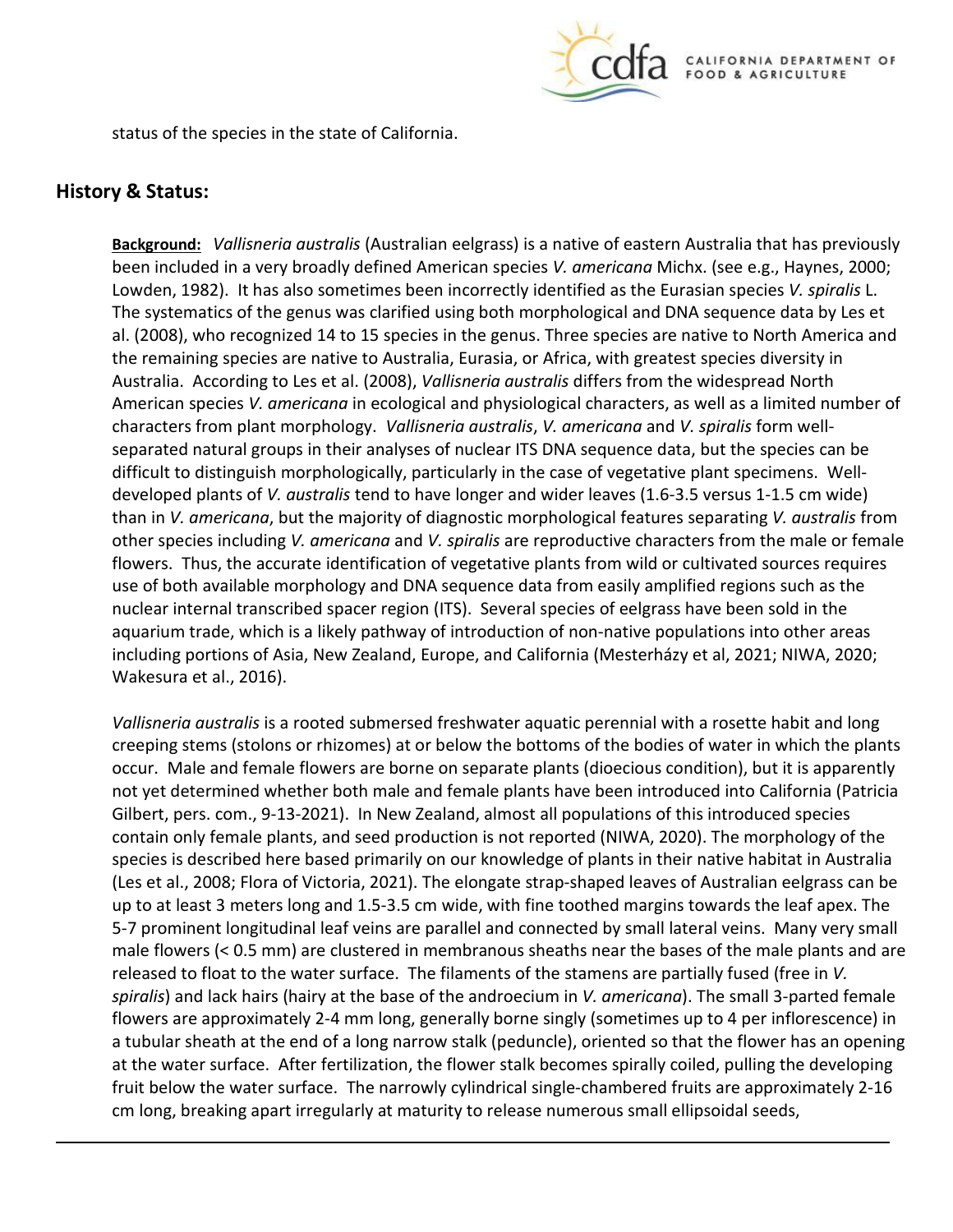status of the species in the state of California.

## History & Status:

**Background:** *Vallisneria australis* (Australian eelgrass) is a native of eastern Australia that has previously been included in a very broadly defined American species *V. americana* Michx. (see e.g., Haynes, 2000; Lowden, 1982). It has also sometimes been incorrectly identified as the Eurasian species *V. spiralis* L. The systematics of the genus was clarified using both morphological and DNA sequence data by Les et al. (2008), who recognized 14 to 15 species in the genus. Three species are native to North America and the remaining species are native to Australia, Eurasia, or Africa, with greatest species diversity in Australia. According to Les et al. (2008), *Vallisneria australis* differs from the widespread North American species *V. americana* in ecological and physiological characters, as well as a limited number of characters from plant morphology. *Vallisneria australis*, *V. americana* and *V. spiralis* form well-separated natural groups in their analyses of nuclear ITS DNA sequence data, but the species can be difficult to distinguish morphologically, particularly in the case of vegetative plant specimens. Well-developed plants of *V. australis* tend to have longer and wider leaves (1.6-3.5 versus 1-1.5 cm wide) than in *V. americana*, but the majority of diagnostic morphological features separating *V. australis* from other species including *V. americana* and *V. spiralis* are reproductive characters from the male or female flowers. Thus, the accurate identification of vegetative plants from wild or cultivated sources requires use of both available morphology and DNA sequence data from easily amplified regions such as the nuclear internal transcribed spacer region (ITS). Several species of eelgrass have been sold in the aquarium trade, which is a likely pathway of introduction of non-native populations into other areas including portions of Asia, New Zealand, Europe, and California (Mesterházy et al, 2021; NIWA, 2020; Wakesura et al., 2016).

*Vallisneria australis* is a rooted submersed freshwater aquatic perennial with a rosette habit and long creeping stems (stolons or rhizomes) at or below the bottoms of the bodies of water in which the plants occur. Male and female flowers are borne on separate plants (dioecious condition), but it is apparently not yet determined whether both male and female plants have been introduced into California (Patricia Gilbert, pers. com., 9-13-2021). In New Zealand, almost all populations of this introduced species contain only female plants, and seed production is not reported (NIWA, 2020). The morphology of the species is described here based primarily on our knowledge of plants in their native habitat in Australia (Les et al., 2008; Flora of Victoria, 2021). The elongate strap-shaped leaves of Australian eelgrass can be up to at least 3 meters long and 1.5-3.5 cm wide, with fine toothed margins towards the leaf apex. The 5-7 prominent longitudinal leaf veins are parallel and connected by small lateral veins. Many very small male flowers (< 0.5 mm) are clustered in membranous sheaths near the bases of the male plants and are released to float to the water surface. The filaments of the stamens are partially fused (free in *V. spiralis*) and lack hairs (hairy at the base of the androecium in *V. americana*). The small 3-parted female flowers are approximately 2-4 mm long, generally borne singly (sometimes up to 4 per inflorescence) in a tubular sheath at the end of a long narrow stalk (peduncle), oriented so that the flower has an opening at the water surface. After fertilization, the flower stalk becomes spirally coiled, pulling the developing fruit below the water surface. The narrowly cylindrical single-chambered fruits are approximately 2-16 cm long, breaking apart irregularly at maturity to release numerous small ellipsoidal seeds,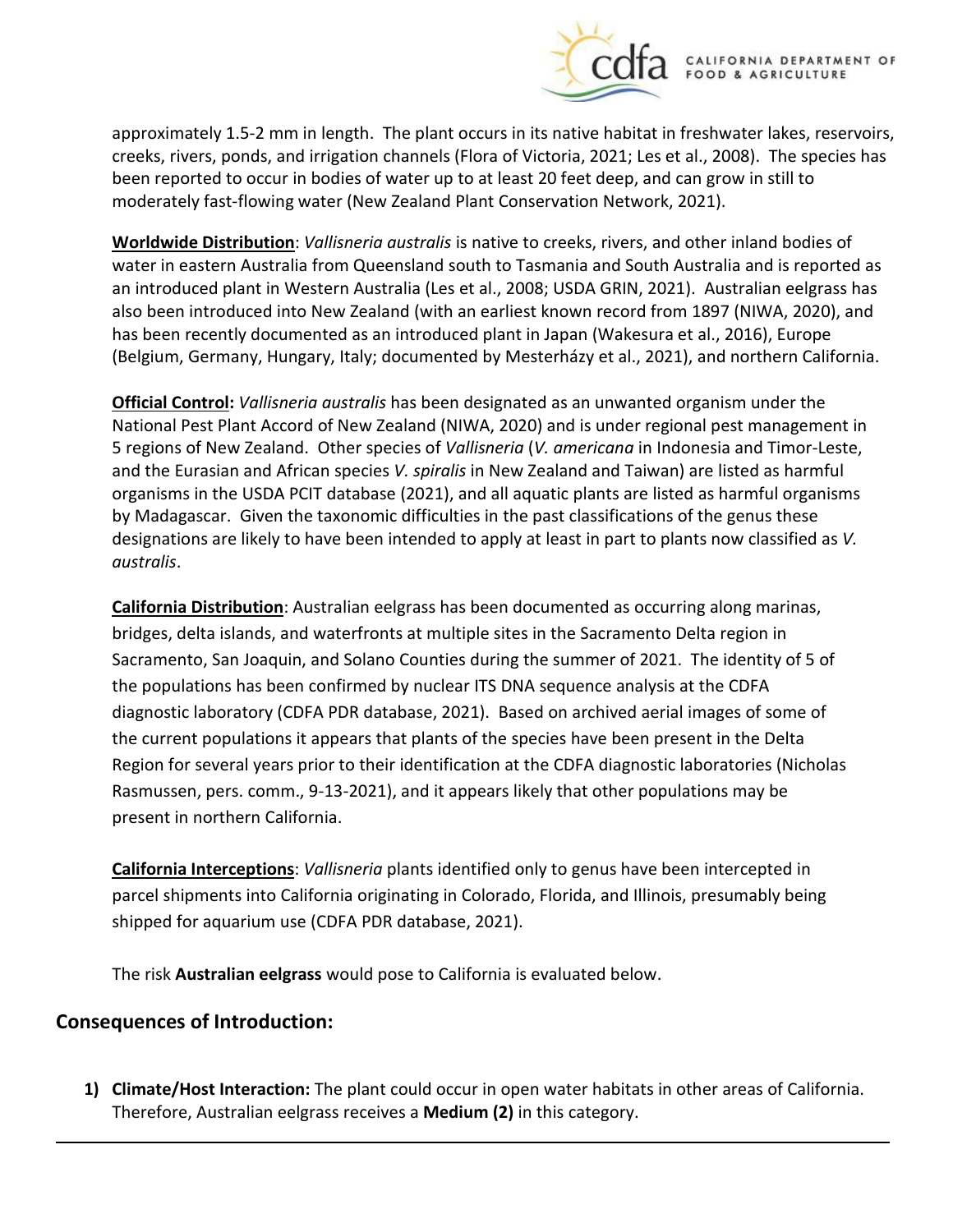approximately 1.5-2 mm in length. The plant occurs in its native habitat in freshwater lakes, reservoirs, creeks, rivers, ponds, and irrigation channels (Flora of Victoria, 2021; Les et al., 2008). The species has been reported to occur in bodies of water up to at least 20 feet deep, and can grow in still to moderately fast-flowing water (New Zealand Plant Conservation Network, 2021).

**Worldwide Distribution**: *Vallisneria australis* is native to creeks, rivers, and other inland bodies of water in eastern Australia from Queensland south to Tasmania and South Australia and is reported as an introduced plant in Western Australia (Les et al., 2008; USDA GRIN, 2021). Australian eelgrass has also been introduced into New Zealand (with an earliest known record from 1897 (NIWA, 2020), and has been recently documented as an introduced plant in Japan (Wakesura et al., 2016), Europe (Belgium, Germany, Hungary, Italy; documented by Mesterházy et al., 2021), and northern California.

**Official Control:** *Vallisneria australis* has been designated as an unwanted organism under the National Pest Plant Accord of New Zealand (NIWA, 2020) and is under regional pest management in 5 regions of New Zealand. Other species of *Vallisneria* (*V. americana* in Indonesia and Timor-Leste, and the Eurasian and African species *V. spiralis* in New Zealand and Taiwan) are listed as harmful organisms in the USDA PCIT database (2021), and all aquatic plants are listed as harmful organisms by Madagascar. Given the taxonomic difficulties in the past classifications of the genus these designations are likely to have been intended to apply at least in part to plants now classified as *V. australis*.

**California Distribution**: Australian eelgrass has been documented as occurring along marinas, bridges, delta islands, and waterfronts at multiple sites in the Sacramento Delta region in Sacramento, San Joaquin, and Solano Counties during the summer of 2021. The identity of 5 of the populations has been confirmed by nuclear ITS DNA sequence analysis at the CDFA diagnostic laboratory (CDFA PDR database, 2021). Based on archived aerial images of some of the current populations it appears that plants of the species have been present in the Delta Region for several years prior to their identification at the CDFA diagnostic laboratories (Nicholas Rasmussen, pers. comm., 9-13-2021), and it appears likely that other populations may be present in northern California.

**California Interceptions**: *Vallisneria* plants identified only to genus have been intercepted in parcel shipments into California originating in Colorado, Florida, and Illinois, presumably being shipped for aquarium use (CDFA PDR database, 2021).

The risk **Australian eelgrass** would pose to California is evaluated below.

## Consequences of Introduction:

1) **Climate/Host Interaction:** The plant could occur in open water habitats in other areas of California. Therefore, Australian eelgrass receives a **Medium (2)** in this category.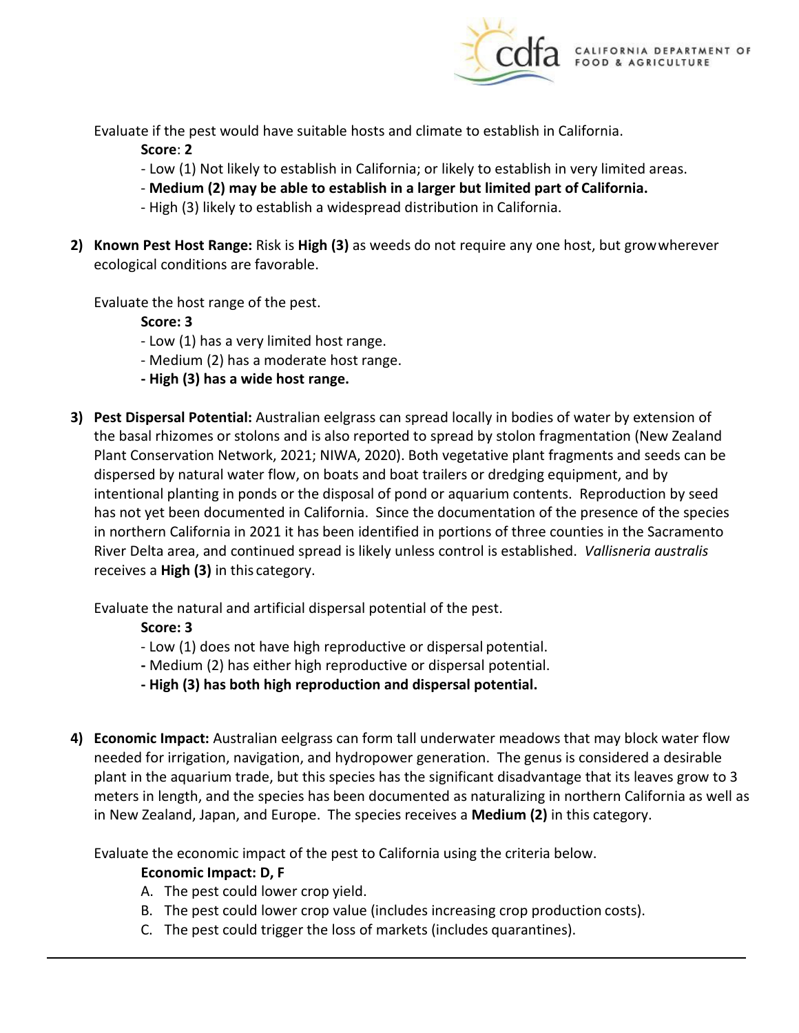Evaluate if the pest would have suitable hosts and climate to establish in California.

**Score**: **2**

- Low (1) Not likely to establish in California; or likely to establish in very limited areas.
- **Medium (2) may be able to establish in a larger but limited part of California.**
- High (3) likely to establish a widespread distribution in California.

2) **Known Pest Host Range:** Risk is **High (3)** as weeds do not require any one host, but grow wherever ecological conditions are favorable.

Evaluate the host range of the pest.

**Score: 3**

- Low (1) has a very limited host range.
- Medium (2) has a moderate host range.
- **High (3) has a wide host range.**

3) **Pest Dispersal Potential:** Australian eelgrass can spread locally in bodies of water by extension of the basal rhizomes or stolons and is also reported to spread by stolon fragmentation (New Zealand Plant Conservation Network, 2021; NIWA, 2020). Both vegetative plant fragments and seeds can be dispersed by natural water flow, on boats and boat trailers or dredging equipment, and by intentional planting in ponds or the disposal of pond or aquarium contents. Reproduction by seed has not yet been documented in California. Since the documentation of the presence of the species in northern California in 2021 it has been identified in portions of three counties in the Sacramento River Delta area, and continued spread is likely unless control is established. *Vallisneria australis* receives a **High (3)** in this category.

Evaluate the natural and artificial dispersal potential of the pest.

**Score: 3**

- Low (1) does not have high reproductive or dispersal potential.
- Medium (2) has either high reproductive or dispersal potential.
- **High (3) has both high reproduction and dispersal potential.**

4) **Economic Impact:** Australian eelgrass can form tall underwater meadows that may block water flow needed for irrigation, navigation, and hydropower generation. The genus is considered a desirable plant in the aquarium trade, but this species has the significant disadvantage that its leaves grow to 3 meters in length, and the species has been documented as naturalizing in northern California as well as in New Zealand, Japan, and Europe. The species receives a **Medium (2)** in this category.

Evaluate the economic impact of the pest to California using the criteria below.

**Economic Impact: D, F**

A. The pest could lower crop yield.
B. The pest could lower crop value (includes increasing crop production costs).
C. The pest could trigger the loss of markets (includes quarantines).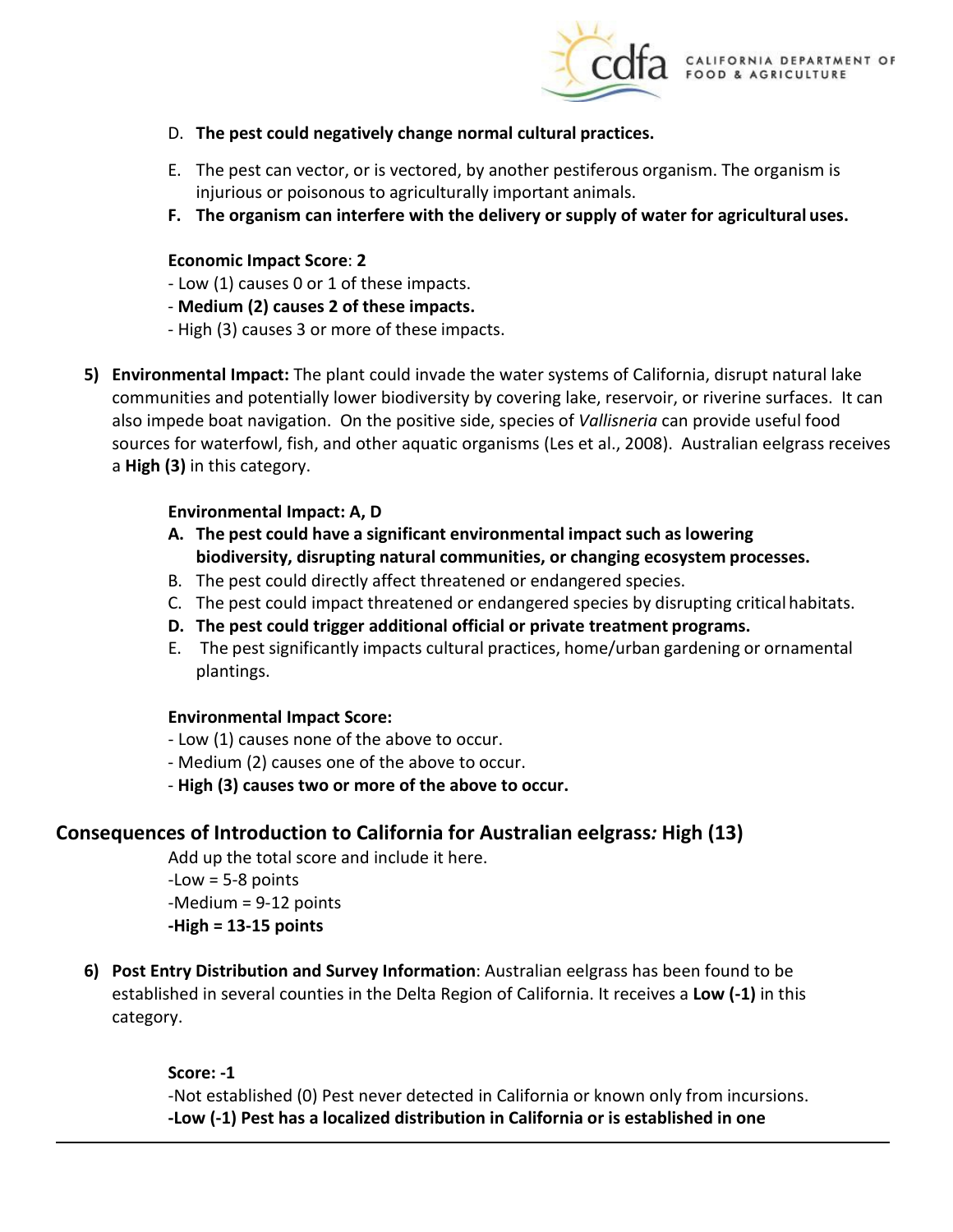D. **The pest could negatively change normal cultural practices.**

E. The pest can vector, or is vectored, by another pestiferous organism. The organism is injurious or poisonous to agriculturally important animals.

**F. The organism can interfere with the delivery or supply of water for agricultural uses.**

**Economic Impact Score**: **2**

- Low (1) causes 0 or 1 of these impacts.
- **Medium (2) causes 2 of these impacts.**
- High (3) causes 3 or more of these impacts.

5) **Environmental Impact:** The plant could invade the water systems of California, disrupt natural lake communities and potentially lower biodiversity by covering lake, reservoir, or riverine surfaces. It can also impede boat navigation. On the positive side, species of *Vallisneria* can provide useful food sources for waterfowl, fish, and other aquatic organisms (Les et al., 2008). Australian eelgrass receives a **High (3)** in this category.

**Environmental Impact: A, D**

**A. The pest could have a significant environmental impact such as lowering biodiversity, disrupting natural communities, or changing ecosystem processes.**

B. The pest could directly affect threatened or endangered species.

C. The pest could impact threatened or endangered species by disrupting critical habitats.

**D. The pest could trigger additional official or private treatment programs.**

E. The pest significantly impacts cultural practices, home/urban gardening or ornamental plantings.

**Environmental Impact Score:**

- Low (1) causes none of the above to occur.
- Medium (2) causes one of the above to occur.
- **High (3) causes two or more of the above to occur.**

## Consequences of Introduction to California for Australian eelgrass*:* High (13)

Add up the total score and include it here.

-Low = 5-8 points

-Medium = 9-12 points

**-High = 13-15 points**

6) **Post Entry Distribution and Survey Information**: Australian eelgrass has been found to be established in several counties in the Delta Region of California. It receives a **Low (-1)** in this category.

**Score: -1**

-Not established (0) Pest never detected in California or known only from incursions.

**-Low (-1) Pest has a localized distribution in California or is established in one**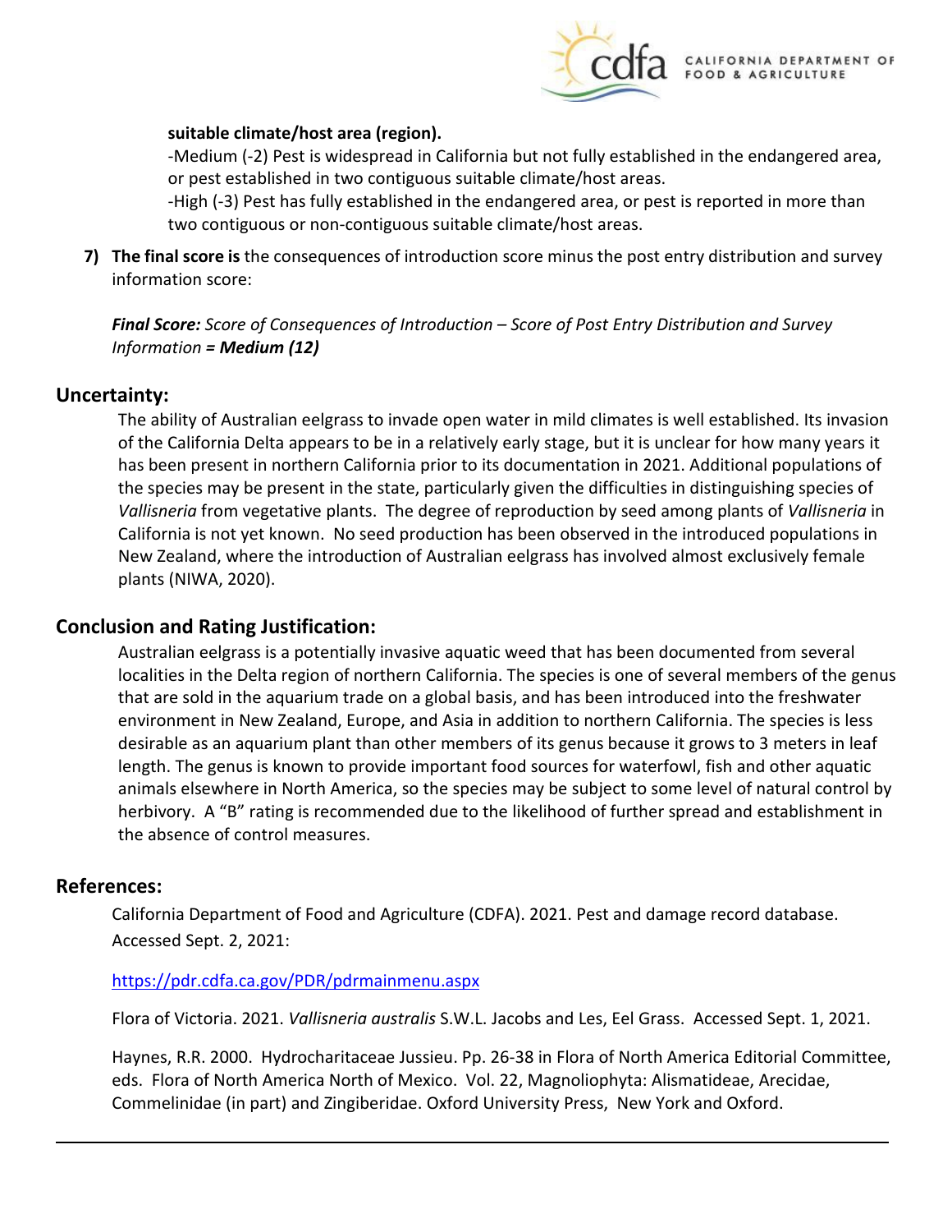**suitable climate/host area (region).**

-Medium (-2) Pest is widespread in California but not fully established in the endangered area, or pest established in two contiguous suitable climate/host areas.

-High (-3) Pest has fully established in the endangered area, or pest is reported in more than two contiguous or non-contiguous suitable climate/host areas.

7) **The final score is** the consequences of introduction score minus the post entry distribution and survey information score:

*Final Score: Score of Consequences of Introduction – Score of Post Entry Distribution and Survey Information =* ***Medium (12)***

## Uncertainty:

The ability of Australian eelgrass to invade open water in mild climates is well established. Its invasion of the California Delta appears to be in a relatively early stage, but it is unclear for how many years it has been present in northern California prior to its documentation in 2021. Additional populations of the species may be present in the state, particularly given the difficulties in distinguishing species of *Vallisneria* from vegetative plants. The degree of reproduction by seed among plants of *Vallisneria* in California is not yet known. No seed production has been observed in the introduced populations in New Zealand, where the introduction of Australian eelgrass has involved almost exclusively female plants (NIWA, 2020).

## Conclusion and Rating Justification:

Australian eelgrass is a potentially invasive aquatic weed that has been documented from several localities in the Delta region of northern California. The species is one of several members of the genus that are sold in the aquarium trade on a global basis, and has been introduced into the freshwater environment in New Zealand, Europe, and Asia in addition to northern California. The species is less desirable as an aquarium plant than other members of its genus because it grows to 3 meters in leaf length. The genus is known to provide important food sources for waterfowl, fish and other aquatic animals elsewhere in North America, so the species may be subject to some level of natural control by herbivory. A "B" rating is recommended due to the likelihood of further spread and establishment in the absence of control measures.

## References:

California Department of Food and Agriculture (CDFA). 2021. Pest and damage record database. Accessed Sept. 2, 2021:

https://pdr.cdfa.ca.gov/PDR/pdrmainmenu.aspx

Flora of Victoria. 2021. *Vallisneria australis* S.W.L. Jacobs and Les, Eel Grass. Accessed Sept. 1, 2021.

Haynes, R.R. 2000. Hydrocharitaceae Jussieu. Pp. 26-38 in Flora of North America Editorial Committee, eds. Flora of North America North of Mexico. Vol. 22, Magnoliophyta: Alismatideae, Arecidae, Commelinidae (in part) and Zingiberidae. Oxford University Press, New York and Oxford.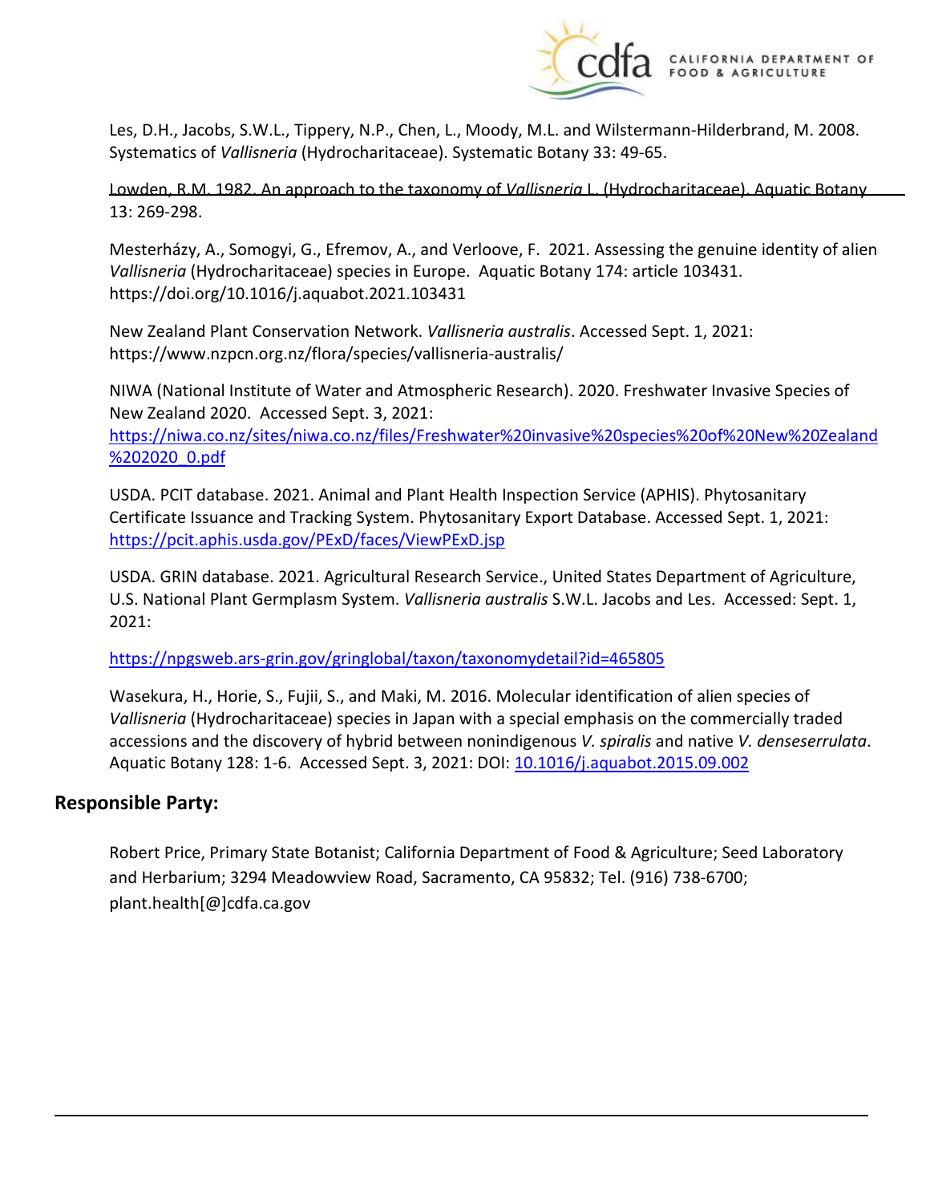Les, D.H., Jacobs, S.W.L., Tippery, N.P., Chen, L., Moody, M.L. and Wilstermann-Hilderbrand, M. 2008. Systematics of *Vallisneria* (Hydrocharitaceae). Systematic Botany 33: 49-65.

Lowden, R.M. 1982. An approach to the taxonomy of *Vallisneria* L. (Hydrocharitaceae). Aquatic Botany 13: 269-298.

Mesterházy, A., Somogyi, G., Efremov, A., and Verloove, F. 2021. Assessing the genuine identity of alien *Vallisneria* (Hydrocharitaceae) species in Europe. Aquatic Botany 174: article 103431. https://doi.org/10.1016/j.aquabot.2021.103431

New Zealand Plant Conservation Network. *Vallisneria australis*. Accessed Sept. 1, 2021: https://www.nzpcn.org.nz/flora/species/vallisneria-australis/

NIWA (National Institute of Water and Atmospheric Research). 2020. Freshwater Invasive Species of New Zealand 2020. Accessed Sept. 3, 2021: https://niwa.co.nz/sites/niwa.co.nz/files/Freshwater%20invasive%20species%20of%20New%20Zealand%202020_0.pdf

USDA. PCIT database. 2021. Animal and Plant Health Inspection Service (APHIS). Phytosanitary Certificate Issuance and Tracking System. Phytosanitary Export Database. Accessed Sept. 1, 2021: https://pcit.aphis.usda.gov/PExD/faces/ViewPExD.jsp

USDA. GRIN database. 2021. Agricultural Research Service., United States Department of Agriculture, U.S. National Plant Germplasm System. *Vallisneria australis* S.W.L. Jacobs and Les. Accessed: Sept. 1, 2021:

https://npgsweb.ars-grin.gov/gringlobal/taxon/taxonomydetail?id=465805

Wasekura, H., Horie, S., Fujii, S., and Maki, M. 2016. Molecular identification of alien species of *Vallisneria* (Hydrocharitaceae) species in Japan with a special emphasis on the commercially traded accessions and the discovery of hybrid between nonindigenous *V. spiralis* and native *V. denseserrulata*. Aquatic Botany 128: 1-6. Accessed Sept. 3, 2021: DOI: 10.1016/j.aquabot.2015.09.002

## Responsible Party:

Robert Price, Primary State Botanist; California Department of Food & Agriculture; Seed Laboratory and Herbarium; 3294 Meadowview Road, Sacramento, CA 95832; Tel. (916) 738-6700; plant.health[@]cdfa.ca.gov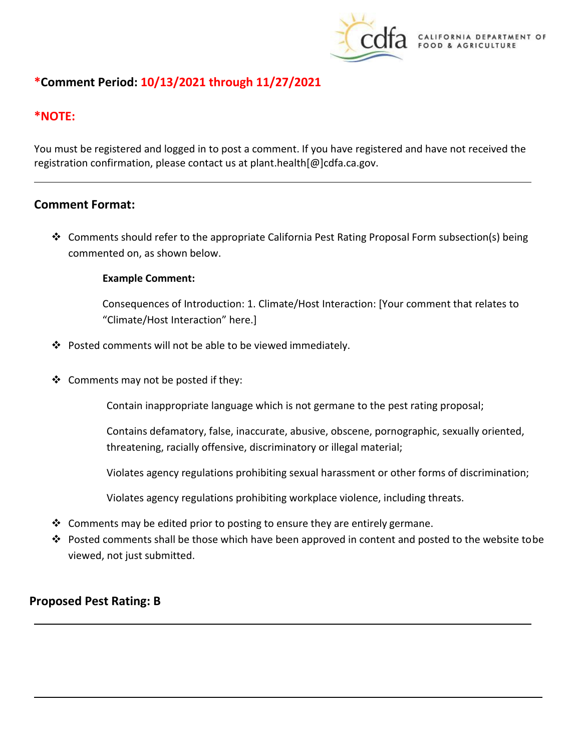***Comment Period:** 10/13/2021 through 11/27/2021

***NOTE:**

You must be registered and logged in to post a comment. If you have registered and have not received the registration confirmation, please contact us at plant.health[@]cdfa.ca.gov.

---

## Comment Format:

- ❖ Comments should refer to the appropriate California Pest Rating Proposal Form subsection(s) being commented on, as shown below.

  **Example Comment:**

  Consequences of Introduction: 1. Climate/Host Interaction: [Your comment that relates to "Climate/Host Interaction" here.]

- ❖ Posted comments will not be able to be viewed immediately.
- ❖ Comments may not be posted if they:

  Contain inappropriate language which is not germane to the pest rating proposal;

  Contains defamatory, false, inaccurate, abusive, obscene, pornographic, sexually oriented, threatening, racially offensive, discriminatory or illegal material;

  Violates agency regulations prohibiting sexual harassment or other forms of discrimination;

  Violates agency regulations prohibiting workplace violence, including threats.

- ❖ Comments may be edited prior to posting to ensure they are entirely germane.
- ❖ Posted comments shall be those which have been approved in content and posted to the website to be viewed, not just submitted.

## Proposed Pest Rating: B

---

---